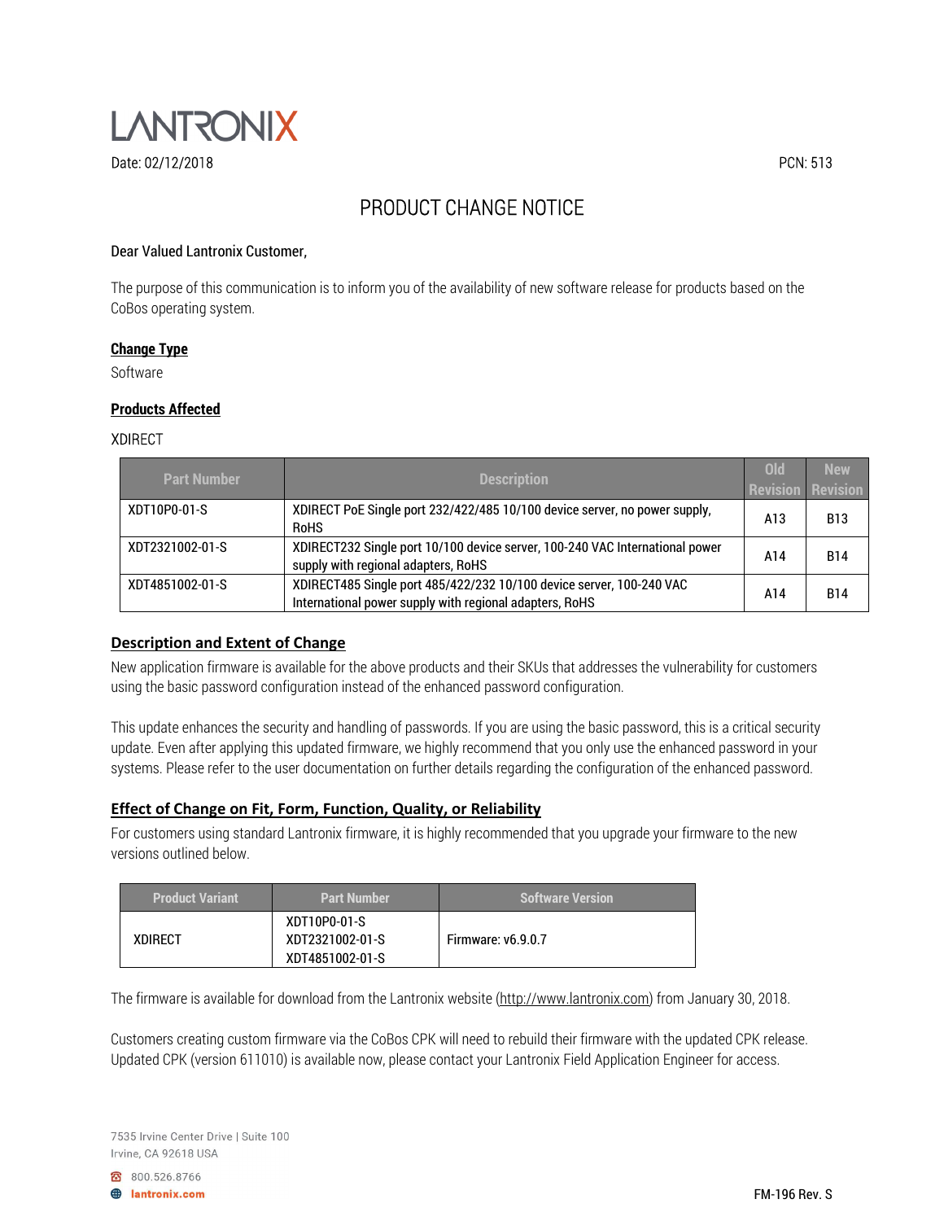LANTRONIX

Date: 02/12/2018

PCN: 513

# PRODUCT CHANGE NOTICE

Dear Valued Lantronix Customer,

The purpose of this communication is to inform you of the availability of new software release for products based on the CoBos operating system.

## Change Type

Software

## Products Affected

XDIRECT

| Part Number | Description | Old Revision | New Revision |
|---|---|---|---|
| XDT10P0-01-S | XDIRECT PoE Single port 232/422/485 10/100 device server, no power supply, RoHS | A13 | B13 |
| XDT2321002-01-S | XDIRECT232 Single port 10/100 device server, 100-240 VAC International power supply with regional adapters, RoHS | A14 | B14 |
| XDT4851002-01-S | XDIRECT485 Single port 485/422/232 10/100 device server, 100-240 VAC International power supply with regional adapters, RoHS | A14 | B14 |

## Description and Extent of Change

New application firmware is available for the above products and their SKUs that addresses the vulnerability for customers using the basic password configuration instead of the enhanced password configuration.

This update enhances the security and handling of passwords. If you are using the basic password, this is a critical security update. Even after applying this updated firmware, we highly recommend that you only use the enhanced password in your systems. Please refer to the user documentation on further details regarding the configuration of the enhanced password.

## Effect of Change on Fit, Form, Function, Quality, or Reliability

For customers using standard Lantronix firmware, it is highly recommended that you upgrade your firmware to the new versions outlined below.

| Product Variant | Part Number | Software Version |
|---|---|---|
| XDIRECT | XDT10P0-01-S<br>XDT2321002-01-S<br>XDT4851002-01-S | Firmware: v6.9.0.7 |

The firmware is available for download from the Lantronix website (http://www.lantronix.com) from January 30, 2018.

Customers creating custom firmware via the CoBos CPK will need to rebuild their firmware with the updated CPK release. Updated CPK (version 611010) is available now, please contact your Lantronix Field Application Engineer for access.

7535 Irvine Center Drive | Suite 100
Irvine, CA 92618 USA

800.526.8766
lantronix.com

FM-196 Rev. S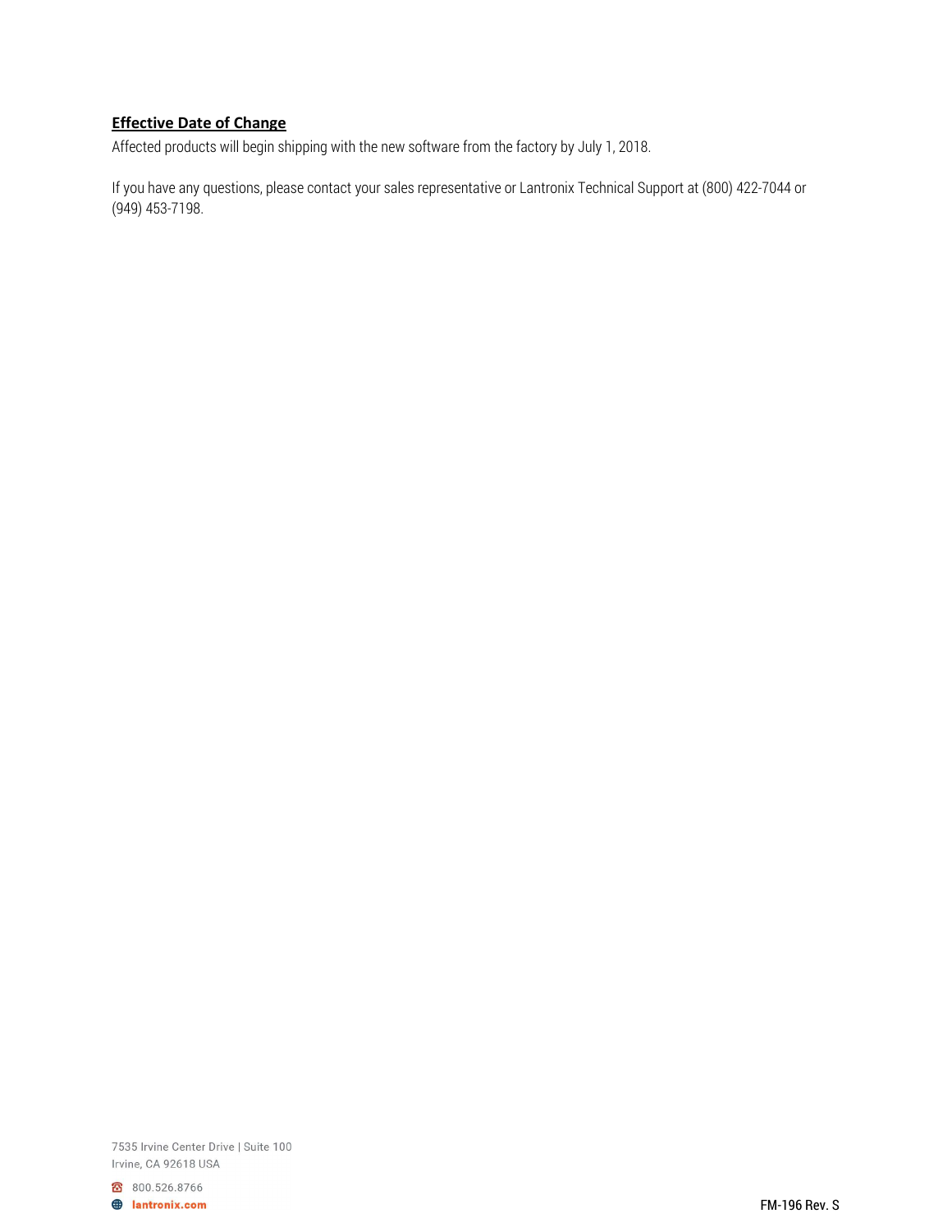## **Effective Date of Change**

Affected products will begin shipping with the new software from the factory by July 1, 2018.

If you have any questions, please contact your sales representative or Lantronix Technical Support at (800) 422-7044 or (949) 453-7198.